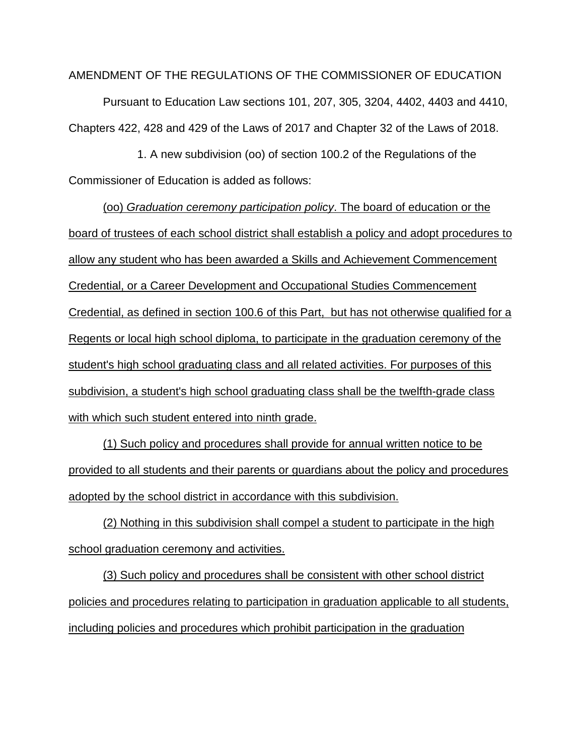AMENDMENT OF THE REGULATIONS OF THE COMMISSIONER OF EDUCATION

Pursuant to Education Law sections 101, 207, 305, 3204, 4402, 4403 and 4410, Chapters 422, 428 and 429 of the Laws of 2017 and Chapter 32 of the Laws of 2018.

1. A new subdivision (oo) of section 100.2 of the Regulations of the Commissioner of Education is added as follows:

(oo) *Graduation ceremony participation policy*. The board of education or the board of trustees of each school district shall establish a policy and adopt procedures to allow any student who has been awarded a Skills and Achievement Commencement Credential, or a Career Development and Occupational Studies Commencement Credential, as defined in section 100.6 of this Part, but has not otherwise qualified for a Regents or local high school diploma, to participate in the graduation ceremony of the student's high school graduating class and all related activities. For purposes of this subdivision, a student's high school graduating class shall be the twelfth-grade class with which such student entered into ninth grade.

(1) Such policy and procedures shall provide for annual written notice to be provided to all students and their parents or guardians about the policy and procedures adopted by the school district in accordance with this subdivision.

(2) Nothing in this subdivision shall compel a student to participate in the high school graduation ceremony and activities.

(3) Such policy and procedures shall be consistent with other school district policies and procedures relating to participation in graduation applicable to all students, including policies and procedures which prohibit participation in the graduation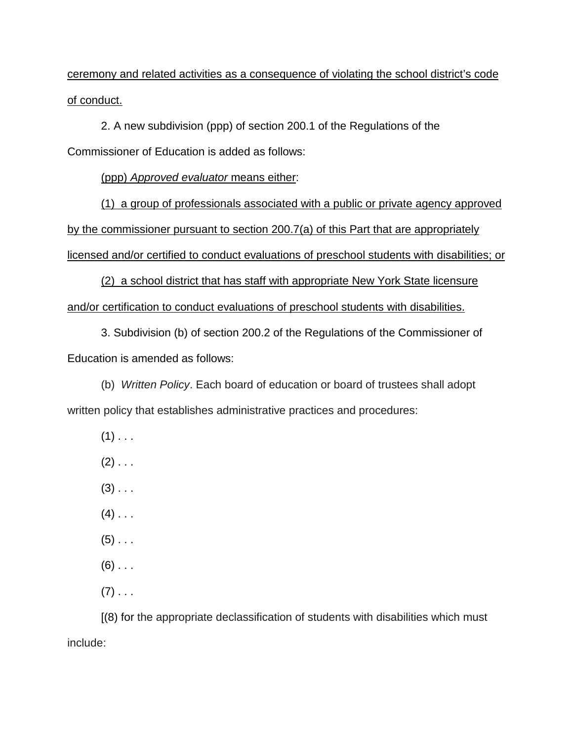<u>ceremony and related activities as a consequence of violating the school district's code of conduct.</u>

2. A new subdivision (ppp) of section 200.1 of the Regulations of the Commissioner of Education is added as follows:

<u>(ppp) *Approved evaluator* means either</u>:

<u>(1) a group of professionals associated with a public or private agency approved by the commissioner pursuant to section 200.7(a) of this Part that are appropriately licensed and/or certified to conduct evaluations of preschool students with disabilities; or</u>

<u>(2) a school district that has staff with appropriate New York State licensure and/or certification to conduct evaluations of preschool students with disabilities.</u>

3. Subdivision (b) of section 200.2 of the Regulations of the Commissioner of Education is amended as follows:

(b) *Written Policy*. Each board of education or board of trustees shall adopt written policy that establishes administrative practices and procedures:

(1) . . .

(2) . . .

(3) . . .

(4) . . .

(5) . . .

(6) . . .

(7) . . .

[(8) for the appropriate declassification of students with disabilities which must include: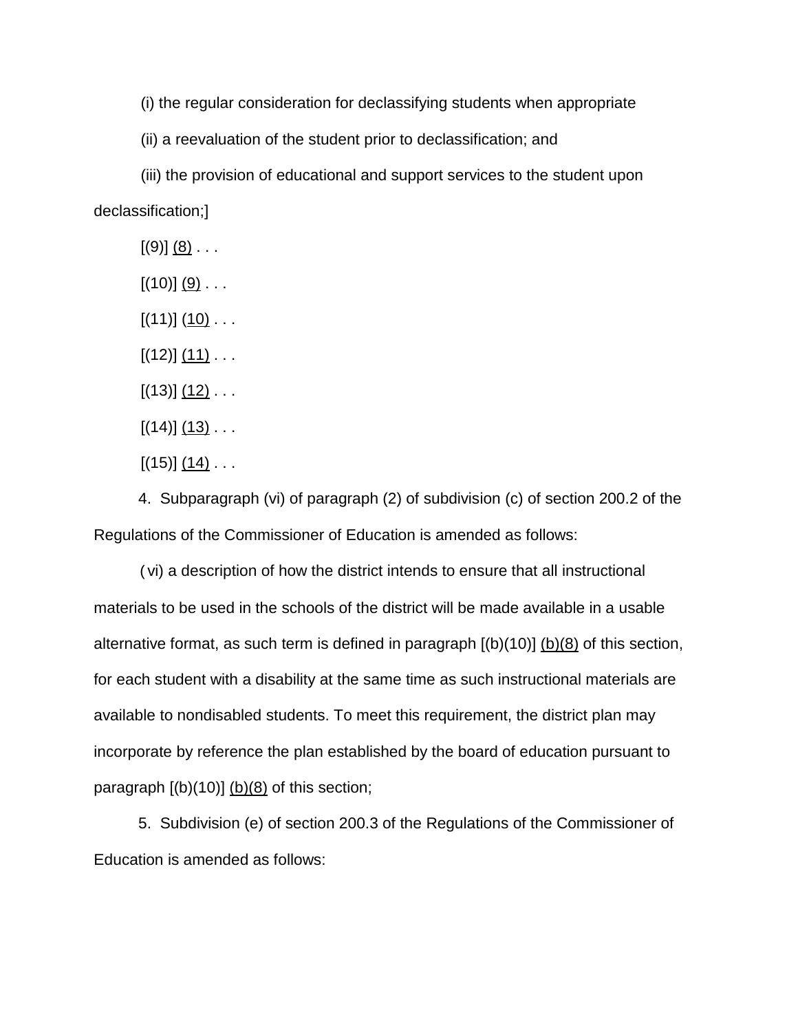(i) the regular consideration for declassifying students when appropriate

(ii) a reevaluation of the student prior to declassification; and

(iii) the provision of educational and support services to the student upon declassification;]

[(9)] <u>(8)</u> . . .

[(10)] <u>(9)</u> . . .

[(11)] (<u>10)</u> . . .

[(12)] <u>(11)</u> . . .

[(13)] <u>(12)</u> . . .

[(14)] <u>(13)</u> . . .

[(15)] <u>(14)</u> . . .

4. Subparagraph (vi) of paragraph (2) of subdivision (c) of section 200.2 of the Regulations of the Commissioner of Education is amended as follows:

(vi) a description of how the district intends to ensure that all instructional materials to be used in the schools of the district will be made available in a usable alternative format, as such term is defined in paragraph [(b)(10)] <u>(b)(8)</u> of this section, for each student with a disability at the same time as such instructional materials are available to nondisabled students. To meet this requirement, the district plan may incorporate by reference the plan established by the board of education pursuant to paragraph [(b)(10)] <u>(b)(8)</u> of this section;

5. Subdivision (e) of section 200.3 of the Regulations of the Commissioner of Education is amended as follows: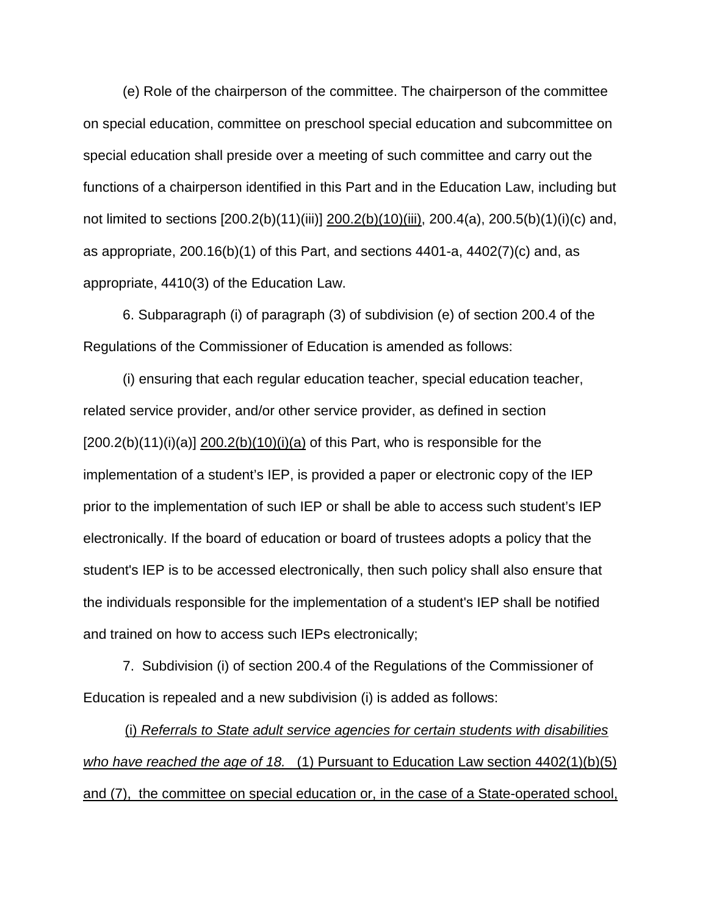(e) Role of the chairperson of the committee. The chairperson of the committee on special education, committee on preschool special education and subcommittee on special education shall preside over a meeting of such committee and carry out the functions of a chairperson identified in this Part and in the Education Law, including but not limited to sections [200.2(b)(11)(iii)] <u>200.2(b)(10)(iii)</u>, 200.4(a), 200.5(b)(1)(i)(c) and, as appropriate, 200.16(b)(1) of this Part, and sections 4401-a, 4402(7)(c) and, as appropriate, 4410(3) of the Education Law.

6. Subparagraph (i) of paragraph (3) of subdivision (e) of section 200.4 of the Regulations of the Commissioner of Education is amended as follows:

(i) ensuring that each regular education teacher, special education teacher, related service provider, and/or other service provider, as defined in section [200.2(b)(11)(i)(a)] <u>200.2(b)(10)(i)(a)</u> of this Part, who is responsible for the implementation of a student's IEP, is provided a paper or electronic copy of the IEP prior to the implementation of such IEP or shall be able to access such student's IEP electronically. If the board of education or board of trustees adopts a policy that the student's IEP is to be accessed electronically, then such policy shall also ensure that the individuals responsible for the implementation of a student's IEP shall be notified and trained on how to access such IEPs electronically;

7. Subdivision (i) of section 200.4 of the Regulations of the Commissioner of Education is repealed and a new subdivision (i) is added as follows:

<u>(i) *Referrals to State adult service agencies for certain students with disabilities who have reached the age of 18.* (1) Pursuant to Education Law section 4402(1)(b)(5) and (7), the committee on special education or, in the case of a State-operated school,</u>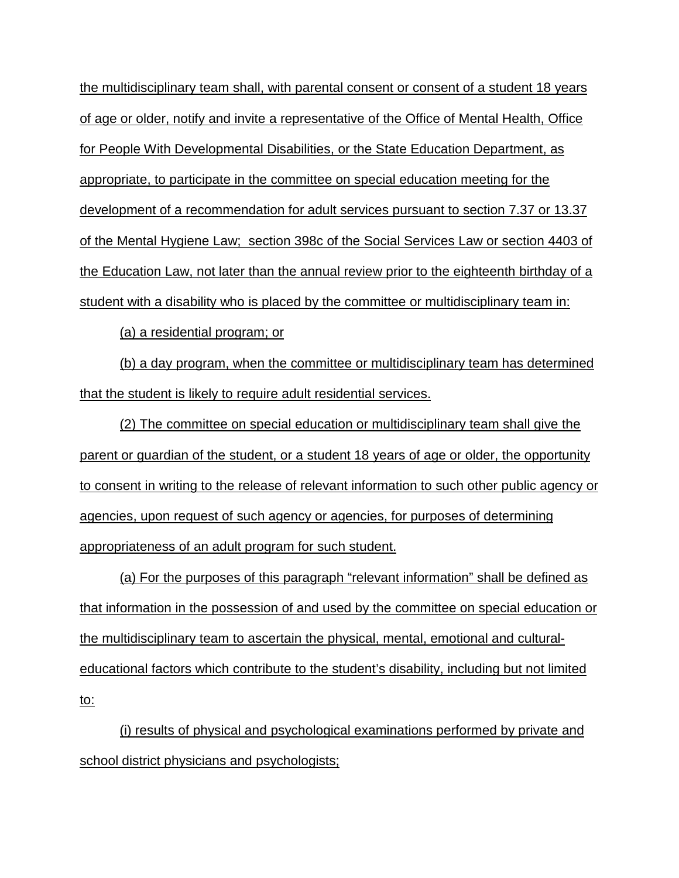the multidisciplinary team shall, with parental consent or consent of a student 18 years of age or older, notify and invite a representative of the Office of Mental Health, Office for People With Developmental Disabilities, or the State Education Department, as appropriate, to participate in the committee on special education meeting for the development of a recommendation for adult services pursuant to section 7.37 or 13.37 of the Mental Hygiene Law; section 398c of the Social Services Law or section 4403 of the Education Law, not later than the annual review prior to the eighteenth birthday of a student with a disability who is placed by the committee or multidisciplinary team in:

(a) a residential program; or

(b) a day program, when the committee or multidisciplinary team has determined that the student is likely to require adult residential services.

(2) The committee on special education or multidisciplinary team shall give the parent or guardian of the student, or a student 18 years of age or older, the opportunity to consent in writing to the release of relevant information to such other public agency or agencies, upon request of such agency or agencies, for purposes of determining appropriateness of an adult program for such student.

(a) For the purposes of this paragraph "relevant information" shall be defined as that information in the possession of and used by the committee on special education or the multidisciplinary team to ascertain the physical, mental, emotional and cultural-educational factors which contribute to the student's disability, including but not limited to:

(i) results of physical and psychological examinations performed by private and school district physicians and psychologists;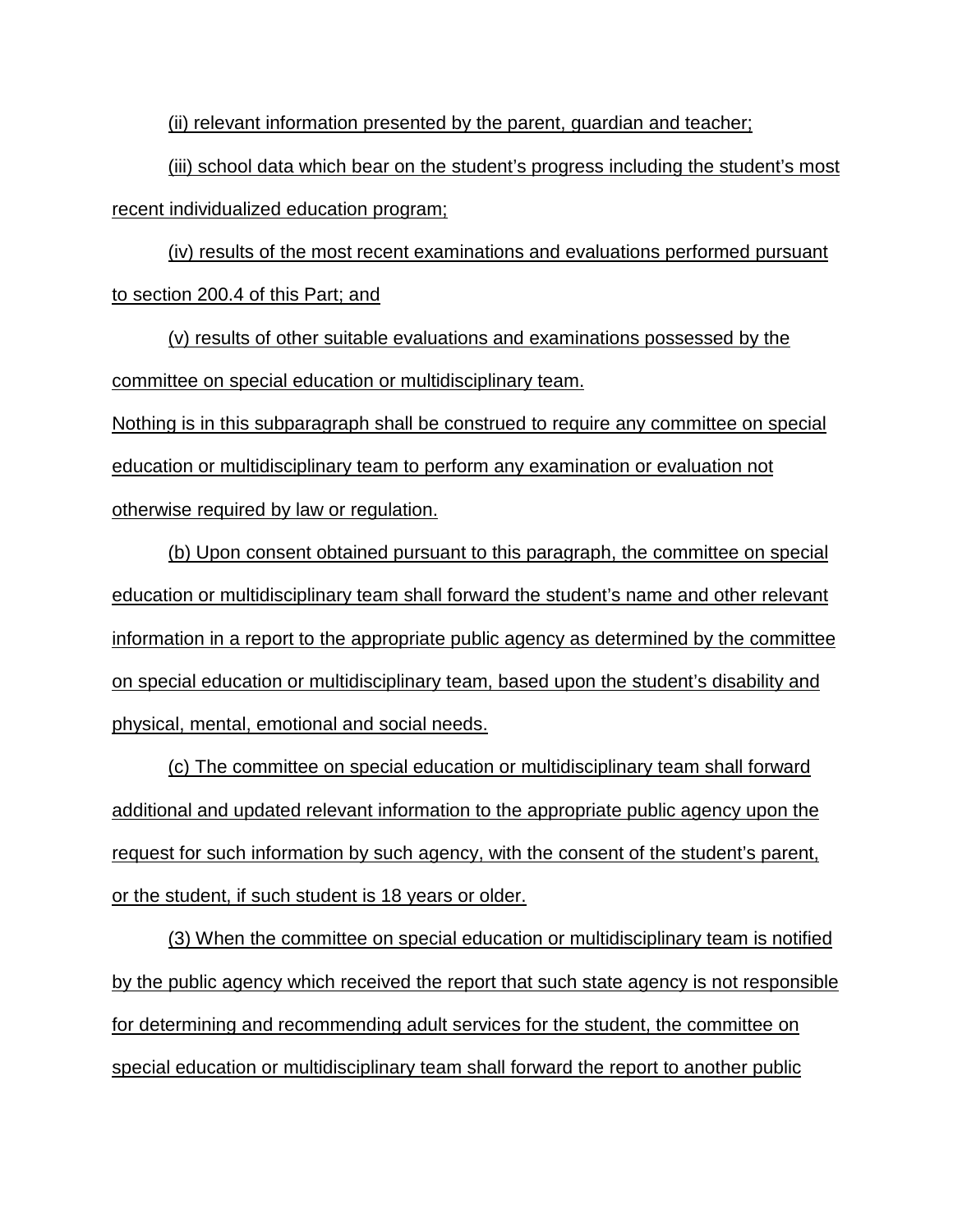(ii) relevant information presented by the parent, guardian and teacher;

(iii) school data which bear on the student's progress including the student's most recent individualized education program;

(iv) results of the most recent examinations and evaluations performed pursuant to section 200.4 of this Part; and

(v) results of other suitable evaluations and examinations possessed by the committee on special education or multidisciplinary team.

Nothing is in this subparagraph shall be construed to require any committee on special education or multidisciplinary team to perform any examination or evaluation not otherwise required by law or regulation.

(b) Upon consent obtained pursuant to this paragraph, the committee on special education or multidisciplinary team shall forward the student's name and other relevant information in a report to the appropriate public agency as determined by the committee on special education or multidisciplinary team, based upon the student's disability and physical, mental, emotional and social needs.

(c) The committee on special education or multidisciplinary team shall forward additional and updated relevant information to the appropriate public agency upon the request for such information by such agency, with the consent of the student's parent, or the student, if such student is 18 years or older.

(3) When the committee on special education or multidisciplinary team is notified by the public agency which received the report that such state agency is not responsible for determining and recommending adult services for the student, the committee on special education or multidisciplinary team shall forward the report to another public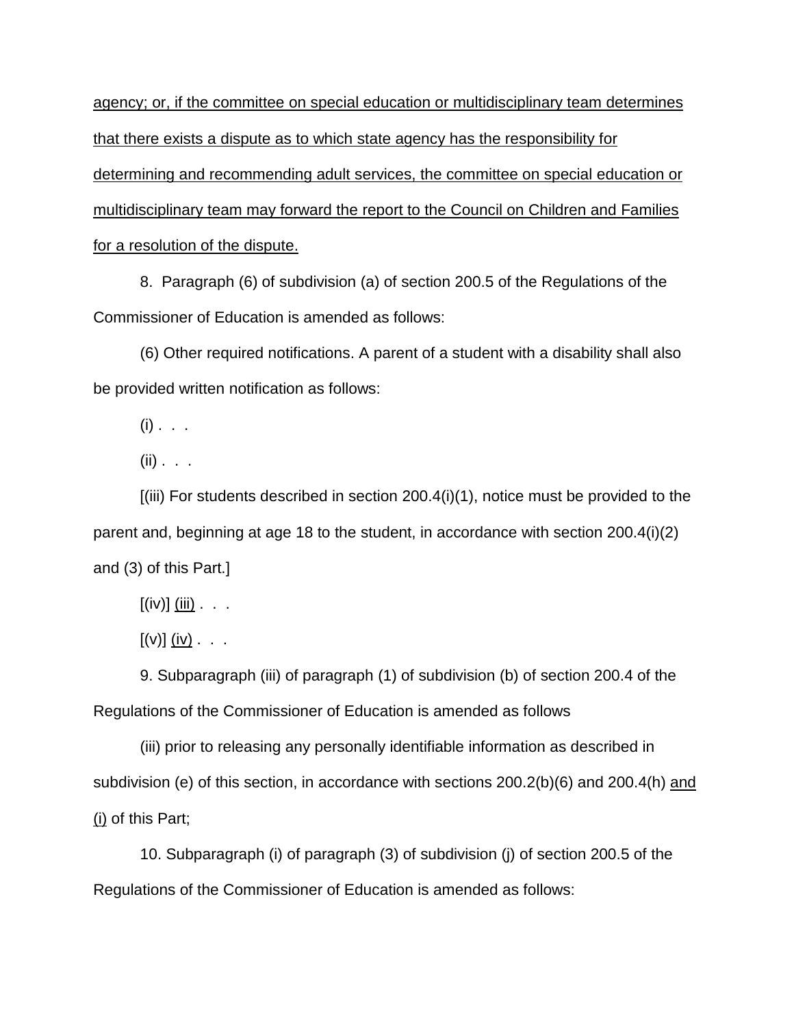<u>agency; or, if the committee on special education or multidisciplinary team determines that there exists a dispute as to which state agency has the responsibility for determining and recommending adult services, the committee on special education or multidisciplinary team may forward the report to the Council on Children and Families for a resolution of the dispute.</u>

8. Paragraph (6) of subdivision (a) of section 200.5 of the Regulations of the Commissioner of Education is amended as follows:

(6) Other required notifications. A parent of a student with a disability shall also be provided written notification as follows:

(i) . . .

(ii) . . .

[(iii) For students described in section 200.4(i)(1), notice must be provided to the parent and, beginning at age 18 to the student, in accordance with section 200.4(i)(2) and (3) of this Part.]

[(iv)] <u>(iii)</u> . . .

[(v)] <u>(iv)</u> . . .

9. Subparagraph (iii) of paragraph (1) of subdivision (b) of section 200.4 of the Regulations of the Commissioner of Education is amended as follows

(iii) prior to releasing any personally identifiable information as described in subdivision (e) of this section, in accordance with sections 200.2(b)(6) and 200.4(h) <u>and (i)</u> of this Part;

10. Subparagraph (i) of paragraph (3) of subdivision (j) of section 200.5 of the Regulations of the Commissioner of Education is amended as follows: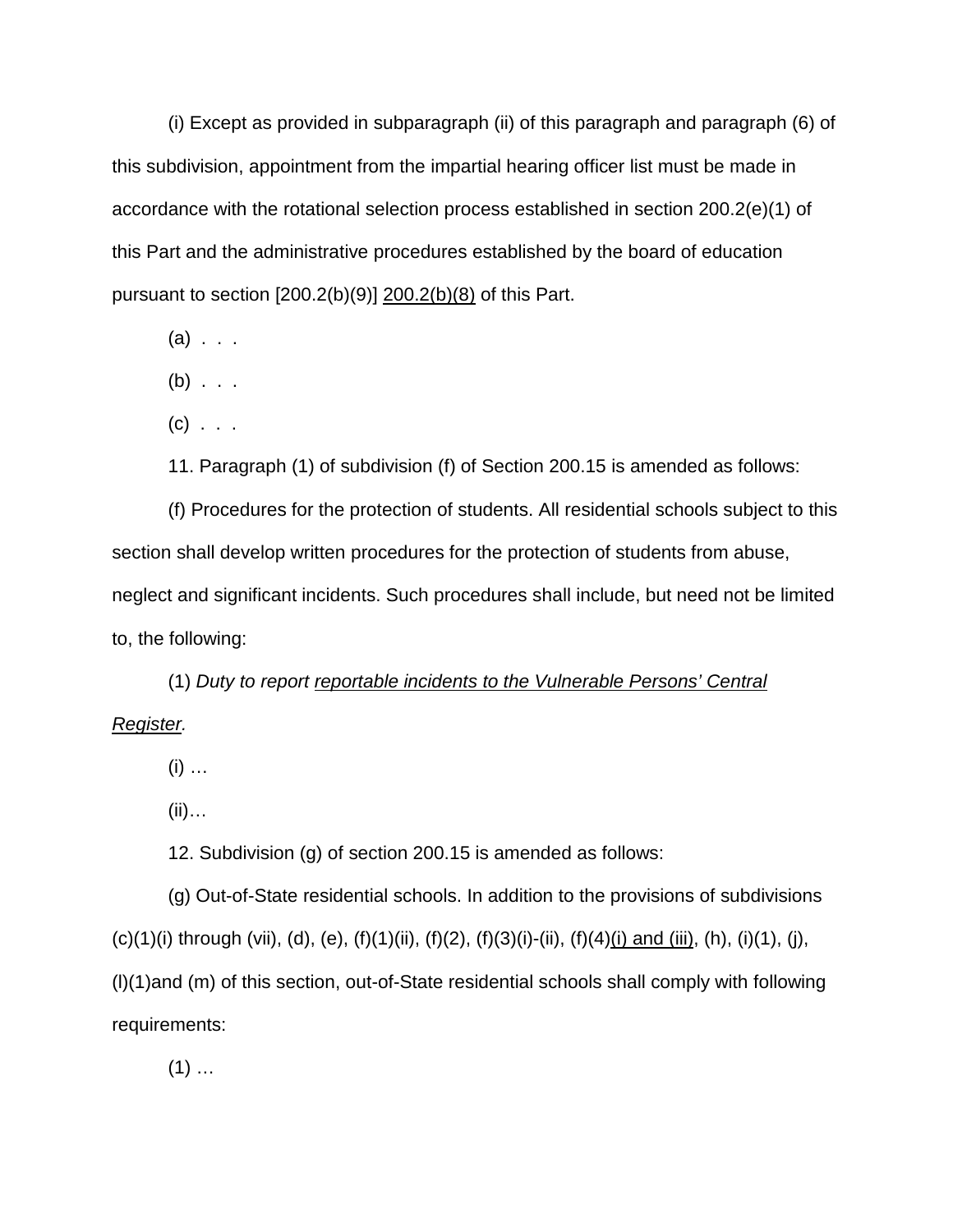(i) Except as provided in subparagraph (ii) of this paragraph and paragraph (6) of this subdivision, appointment from the impartial hearing officer list must be made in accordance with the rotational selection process established in section 200.2(e)(1) of this Part and the administrative procedures established by the board of education pursuant to section [200.2(b)(9)] <u>200.2(b)(8)</u> of this Part.

(a) . . .

(b) . . .

(c) . . .

11. Paragraph (1) of subdivision (f) of Section 200.15 is amended as follows:

(f) Procedures for the protection of students. All residential schools subject to this section shall develop written procedures for the protection of students from abuse, neglect and significant incidents. Such procedures shall include, but need not be limited to, the following:

(1) *Duty to report <u>reportable incidents to the Vulnerable Persons' Central Register</u>.*

(i) …

(ii)…

12. Subdivision (g) of section 200.15 is amended as follows:

(g) Out-of-State residential schools. In addition to the provisions of subdivisions (c)(1)(i) through (vii), (d), (e), (f)(1)(ii), (f)(2), (f)(3)(i)-(ii), (f)(4)<u>(i) and (iii)</u>, (h), (i)(1), (j), (l)(1)and (m) of this section, out-of-State residential schools shall comply with following requirements:

(1) …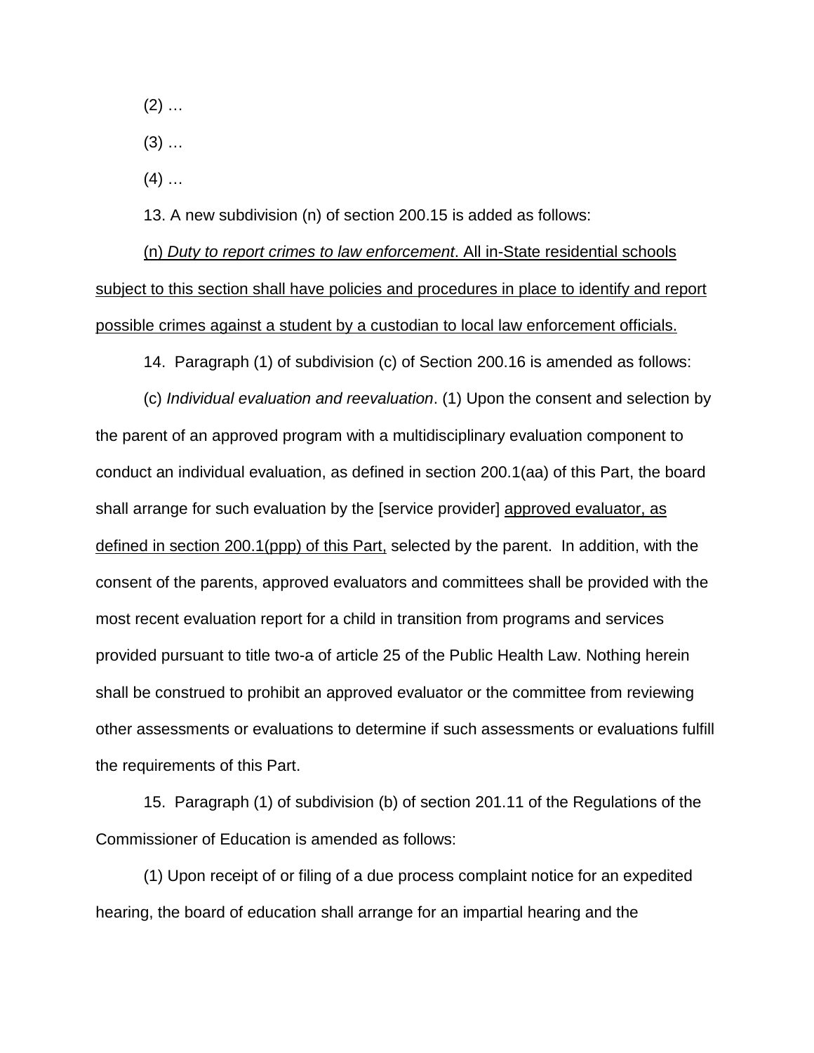(2) …

(3) …

(4) …

13. A new subdivision (n) of section 200.15 is added as follows:

<u>(n) *Duty to report crimes to law enforcement*. All in-State residential schools subject to this section shall have policies and procedures in place to identify and report possible crimes against a student by a custodian to local law enforcement officials.</u>

14. Paragraph (1) of subdivision (c) of Section 200.16 is amended as follows:

(c) *Individual evaluation and reevaluation*. (1) Upon the consent and selection by the parent of an approved program with a multidisciplinary evaluation component to conduct an individual evaluation, as defined in section 200.1(aa) of this Part, the board shall arrange for such evaluation by the [service provider] <u>approved evaluator, as defined in section 200.1(ppp) of this Part,</u> selected by the parent. In addition, with the consent of the parents, approved evaluators and committees shall be provided with the most recent evaluation report for a child in transition from programs and services provided pursuant to title two-a of article 25 of the Public Health Law. Nothing herein shall be construed to prohibit an approved evaluator or the committee from reviewing other assessments or evaluations to determine if such assessments or evaluations fulfill the requirements of this Part.

15. Paragraph (1) of subdivision (b) of section 201.11 of the Regulations of the Commissioner of Education is amended as follows:

(1) Upon receipt of or filing of a due process complaint notice for an expedited hearing, the board of education shall arrange for an impartial hearing and the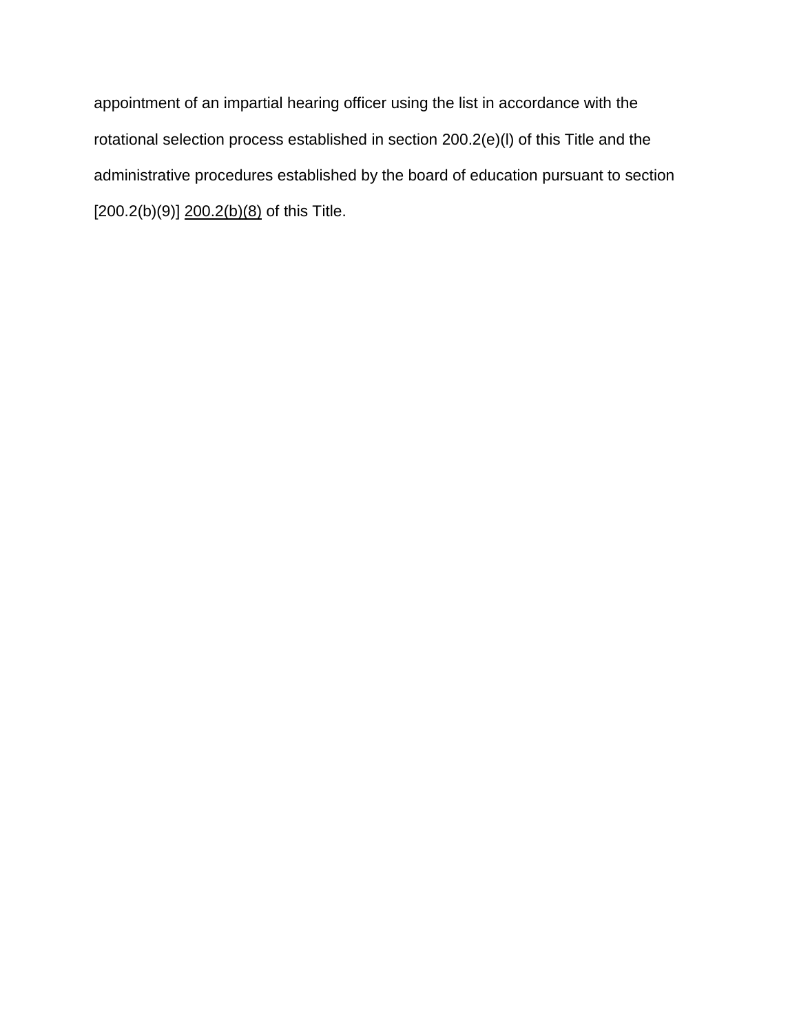appointment of an impartial hearing officer using the list in accordance with the rotational selection process established in section 200.2(e)(l) of this Title and the administrative procedures established by the board of education pursuant to section [200.2(b)(9)] <u>200.2(b)(8)</u> of this Title.